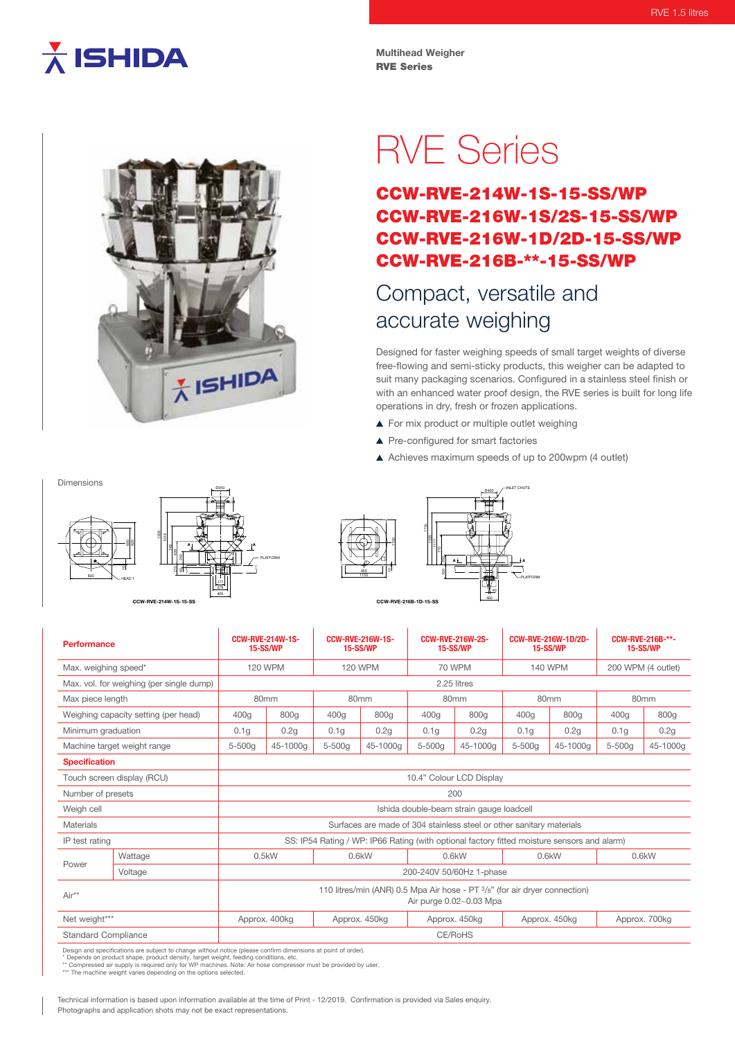RVE 1.5 litres

Multihead Weigher
**RVE Series**

# RVE Series

## CCW-RVE-214W-1S-15-SS/WP
## CCW-RVE-216W-1S/2S-15-SS/WP
## CCW-RVE-216W-1D/2D-15-SS/WP
## CCW-RVE-216B-**-15-SS/WP

## Compact, versatile and accurate weighing

Designed for faster weighing speeds of small target weights of diverse free-flowing and semi-sticky products, this weigher can be adapted to suit many packaging scenarios. Configured in a stainless steel finish or with an enhanced water proof design, the RVE series is built for long life operations in dry, fresh or frozen applications.

- ▲ For mix product or multiple outlet weighing
- ▲ Pre-configured for smart factories
- ▲ Achieves maximum speeds of up to 200wpm (4 outlet)

Dimensions

CCW-RVE-214W-1S-15-SS

CCW-RVE-216B-1D-15-SS

| **Performance** | | CCW-RVE-214W-1S-15-SS/WP | | CCW-RVE-216W-1S-15-SS/WP | | CCW-RVE-216W-2S-15-SS/WP | | CCW-RVE-216W-1D/2D-15-SS/WP | | CCW-RVE-216B-**-15-SS/WP | |
|---|---|---|---|---|---|---|---|---|---|---|---|
| Max. weighing speed* | | 120 WPM | | 120 WPM | | 70 WPM | | 140 WPM | | 200 WPM (4 outlet) | |
| Max. vol. for weighing (per single dump) | | 2.25 litres | | | | | | | | | |
| Max piece length | | 80mm | | 80mm | | 80mm | | 80mm | | 80mm | |
| Weighing capacity setting (per head) | | 400g | 800g | 400g | 800g | 400g | 800g | 400g | 800g | 400g | 800g |
| Minimum graduation | | 0.1g | 0.2g | 0.1g | 0.2g | 0.1g | 0.2g | 0.1g | 0.2g | 0.1g | 0.2g |
| Machine target weight range | | 5-500g | 45-1000g | 5-500g | 45-1000g | 5-500g | 45-1000g | 5-500g | 45-1000g | 5-500g | 45-1000g |
| **Specification** | | | | | | | | | | | |
| Touch screen display (RCU) | | 10.4" Colour LCD Display | | | | | | | | | |
| Number of presets | | 200 | | | | | | | | | |
| Weigh cell | | Ishida double-beam strain gauge loadcell | | | | | | | | | |
| Materials | | Surfaces are made of 304 stainless steel or other sanitary materials | | | | | | | | | |
| IP test rating | | SS: IP54 Rating / WP: IP66 Rating (with optional factory fitted moisture sensors and alarm) | | | | | | | | | |
| Power | Wattage | 0.5kW | | 0.6kW | | 0.6kW | | 0.6kW | | 0.6kW | |
| | Voltage | 200-240V 50/60Hz 1-phase | | | | | | | | | |
| Air** | | 110 litres/min (ANR) 0.5 Mpa Air hose - PT 3/8" (for air dryer connection) Air purge 0.02~0.03 Mpa | | | | | | | | | |
| Net weight*** | | Approx. 400kg | | Approx. 450kg | | Approx. 450kg | | Approx. 450kg | | Approx. 700kg | |
| Standard Compliance | | CE/RoHS | | | | | | | | | |

Design and specifications are subject to change without notice (please confirm dimensions at point of order).
\* Depends on product shape, product density, target weight, feeding conditions, etc.
\** Compressed air supply is required only for WP machines. Note: Air hose compressor must be provided by user.
\*** The machine weight varies depending on the options selected.

Technical information is based upon information available at the time of Print - 12/2019. Confirmation is provided via Sales enquiry.
Photographs and application shots may not be exact representations.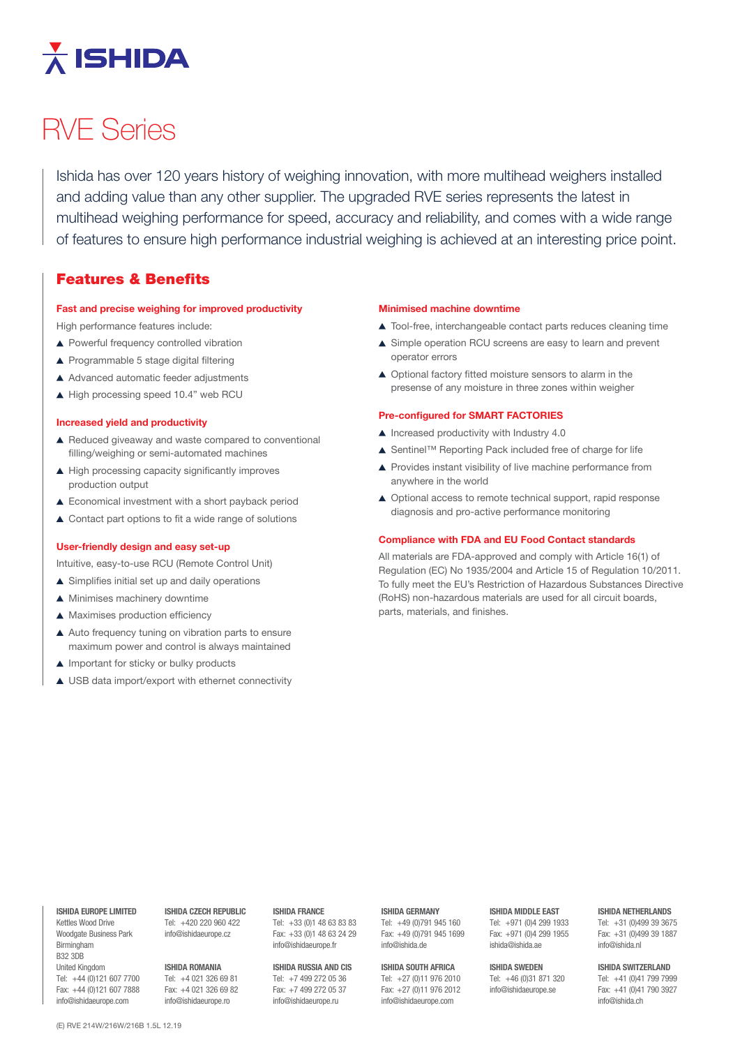# ISHIDA

# RVE Series

Ishida has over 120 years history of weighing innovation, with more multihead weighers installed and adding value than any other supplier. The upgraded RVE series represents the latest in multihead weighing performance for speed, accuracy and reliability, and comes with a wide range of features to ensure high performance industrial weighing is achieved at an interesting price point.

## Features & Benefits

### Fast and precise weighing for improved productivity

High performance features include:

- Powerful frequency controlled vibration
- Programmable 5 stage digital filtering
- Advanced automatic feeder adjustments
- High processing speed 10.4" web RCU

### Increased yield and productivity

- Reduced giveaway and waste compared to conventional filling/weighing or semi-automated machines
- High processing capacity significantly improves production output
- Economical investment with a short payback period
- Contact part options to fit a wide range of solutions

### User-friendly design and easy set-up

Intuitive, easy-to-use RCU (Remote Control Unit)

- Simplifies initial set up and daily operations
- Minimises machinery downtime
- Maximises production efficiency
- Auto frequency tuning on vibration parts to ensure maximum power and control is always maintained
- Important for sticky or bulky products
- USB data import/export with ethernet connectivity

### Minimised machine downtime

- Tool-free, interchangeable contact parts reduces cleaning time
- Simple operation RCU screens are easy to learn and prevent operator errors
- Optional factory fitted moisture sensors to alarm in the presense of any moisture in three zones within weigher

### Pre-configured for SMART FACTORIES

- Increased productivity with Industry 4.0
- Sentinel™ Reporting Pack included free of charge for life
- Provides instant visibility of live machine performance from anywhere in the world
- Optional access to remote technical support, rapid response diagnosis and pro-active performance monitoring

### Compliance with FDA and EU Food Contact standards

All materials are FDA-approved and comply with Article 16(1) of Regulation (EC) No 1935/2004 and Article 15 of Regulation 10/2011. To fully meet the EU's Restriction of Hazardous Substances Directive (RoHS) non-hazardous materials are used for all circuit boards, parts, materials, and finishes.

**ISHIDA EUROPE LIMITED**
Kettles Wood Drive
Woodgate Business Park
Birmingham
B32 3DB
United Kingdom
Tel: +44 (0)121 607 7700
Fax: +44 (0)121 607 7888
info@ishidaeurope.com

**ISHIDA CZECH REPUBLIC**
Tel: +420 220 960 422
info@ishidaeurope.cz

**ISHIDA ROMANIA**
Tel: +4 021 326 69 81
Fax: +4 021 326 69 82
info@ishidaeurope.ro

**ISHIDA FRANCE**
Tel: +33 (0)1 48 63 83 83
Fax: +33 (0)1 48 63 24 29
info@ishidaeurope.fr

**ISHIDA RUSSIA AND CIS**
Tel: +7 499 272 05 36
Fax: +7 499 272 05 37
info@ishidaeurope.ru

**ISHIDA GERMANY**
Tel: +49 (0)791 945 160
Fax: +49 (0)791 945 1699
info@ishida.de

**ISHIDA SOUTH AFRICA**
Tel: +27 (0)11 976 2010
Fax: +27 (0)11 976 2012
info@ishidaeurope.com

**ISHIDA MIDDLE EAST**
Tel: +971 (0)4 299 1933
Fax: +971 (0)4 299 1955
ishida@ishida.ae

**ISHIDA SWEDEN**
Tel: +46 (0)31 871 320
info@ishidaeurope.se

**ISHIDA NETHERLANDS**
Tel: +31 (0)499 39 3675
Fax: +31 (0)499 39 1887
info@ishida.nl

**ISHIDA SWITZERLAND**
Tel: +41 (0)41 799 7999
Fax: +41 (0)41 790 3927
info@ishida.ch

(E) RVE 214W/216W/216B 1.5L 12.19